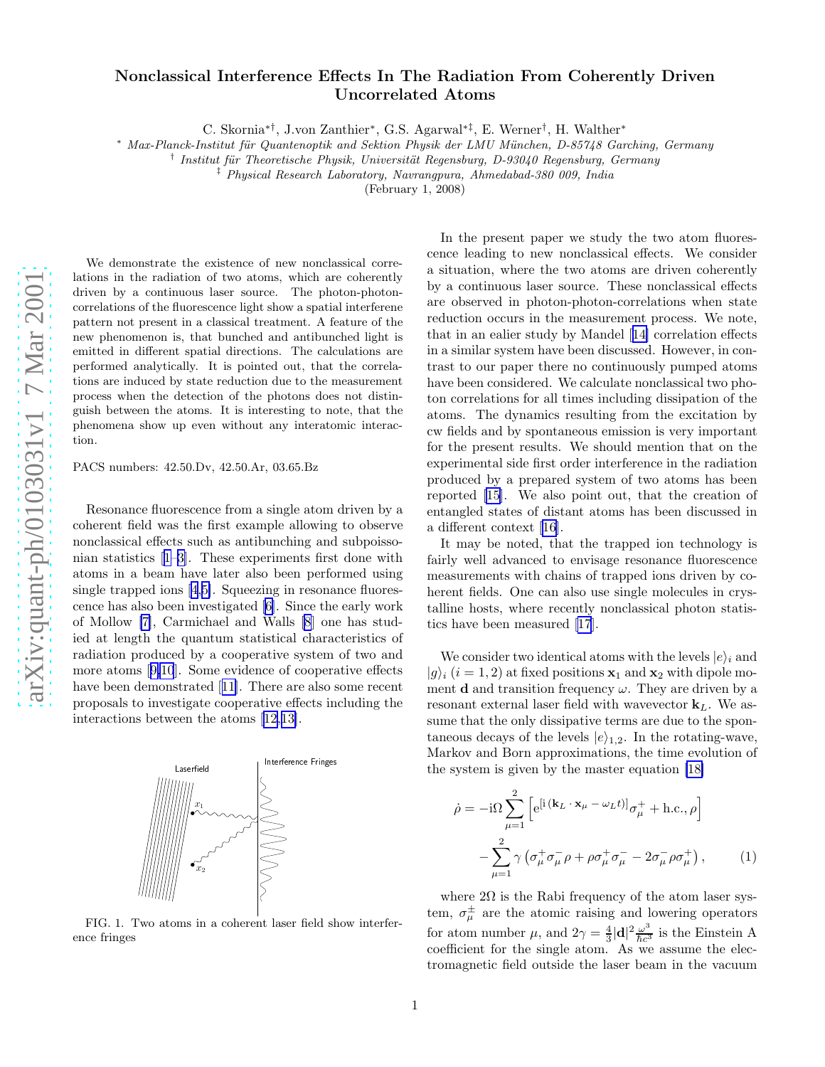# Nonclassical Interference Effects In The Radiation From Coherently Driven Uncorrelated Atoms

C. Skornia[*†], J.von Zanthier[*], G.S. Agarwal[*‡], E. Werner[†], H. Walther[*]

[*] *Max-Planck-Institut für Quantenoptik and Sektion Physik der LMU München, D-85748 Garching, Germany*

[†] *Institut für Theoretische Physik, Universität Regensburg, D-93040 Regensburg, Germany*

[‡] *Physical Research Laboratory, Navrangpura, Ahmedabad-380 009, India*

(February 1, 2008)

We demonstrate the existence of new nonclassical correlations in the radiation of two atoms, which are coherently driven by a continuous laser source. The photon-photon-correlations of the fluorescence light show a spatial interferene pattern not present in a classical treatment. A feature of the new phenomenon is, that bunched and antibunched light is emitted in different spatial directions. The calculations are performed analytically. It is pointed out, that the correlations are induced by state reduction due to the measurement process when the detection of the photons does not distinguish between the atoms. It is interesting to note, that the phenomena show up even without any interatomic interaction.

PACS numbers: 42.50.Dv, 42.50.Ar, 03.65.Bz

Resonance fluorescence from a single atom driven by a coherent field was the first example allowing to observe nonclassical effects such as antibunching and subpoissonian statistics [1–3]. These experiments first done with atoms in a beam have later also been performed using single trapped ions [4,5]. Squeezing in resonance fluorescence has also been investigated [6]. Since the early work of Mollow [7], Carmichael and Walls [8] one has studied at length the quantum statistical characteristics of radiation produced by a cooperative system of two and more atoms [9,10]. Some evidence of cooperative effects have been demonstrated [11]. There are also some recent proposals to investigate cooperative effects including the interactions between the atoms [12,13].

FIG. 1. Two atoms in a coherent laser field show interference fringes

In the present paper we study the two atom fluorescence leading to new nonclassical effects. We consider a situation, where the two atoms are driven coherently by a continuous laser source. These nonclassical effects are observed in photon-photon-correlations when state reduction occurs in the measurement process. We note, that in an ealier study by Mandel [14] correlation effects in a similar system have been discussed. However, in contrast to our paper there no continuously pumped atoms have been considered. We calculate nonclassical two photon correlations for all times including dissipation of the atoms. The dynamics resulting from the excitation by cw fields and by spontaneous emission is very important for the present results. We should mention that on the experimental side first order interference in the radiation produced by a prepared system of two atoms has been reported [15]. We also point out, that the creation of entangled states of distant atoms has been discussed in a different context [16].

It may be noted, that the trapped ion technology is fairly well advanced to envisage resonance fluorescence measurements with chains of trapped ions driven by coherent fields. One can also use single molecules in crystalline hosts, where recently nonclassical photon statistics have been measured [17].

We consider two identical atoms with the levels $|e\rangle_i$ and $|g\rangle_i$ $(i = 1, 2)$ at fixed positions $\mathbf{x}_1$ and $\mathbf{x}_2$ with dipole moment $\mathbf{d}$ and transition frequency $\omega$. They are driven by a resonant external laser field with wavevector $\mathbf{k}_L$. We assume that the only dissipative terms are due to the spontaneous decays of the levels $|e\rangle_{1,2}$. In the rotating-wave, Markov and Born approximations, the time evolution of the system is given by the master equation [18]

$$
\dot{\rho} = -\mathrm{i}\Omega \sum_{\mu=1}^{2} \left[ \mathrm{e}^{[\mathrm{i}\,(\mathbf{k}_L \cdot \mathbf{x}_\mu - \omega_L t)]} \sigma_\mu^+ + \mathrm{h.c.}, \rho \right] - \sum_{\mu=1}^{2} \gamma \left( \sigma_\mu^+ \sigma_\mu^- \rho + \rho \sigma_\mu^+ \sigma_\mu^- - 2\sigma_\mu^- \rho \sigma_\mu^+ \right), \qquad (1)
$$

where $2\Omega$ is the Rabi frequency of the atom laser system, $\sigma_\mu^\pm$ are the atomic raising and lowering operators for atom number $\mu$, and $2\gamma = \frac{4}{3}|\mathbf{d}|^2 \frac{\omega^3}{\hbar c^3}$ is the Einstein A coefficient for the single atom. As we assume the electromagnetic field outside the laser beam in the vacuum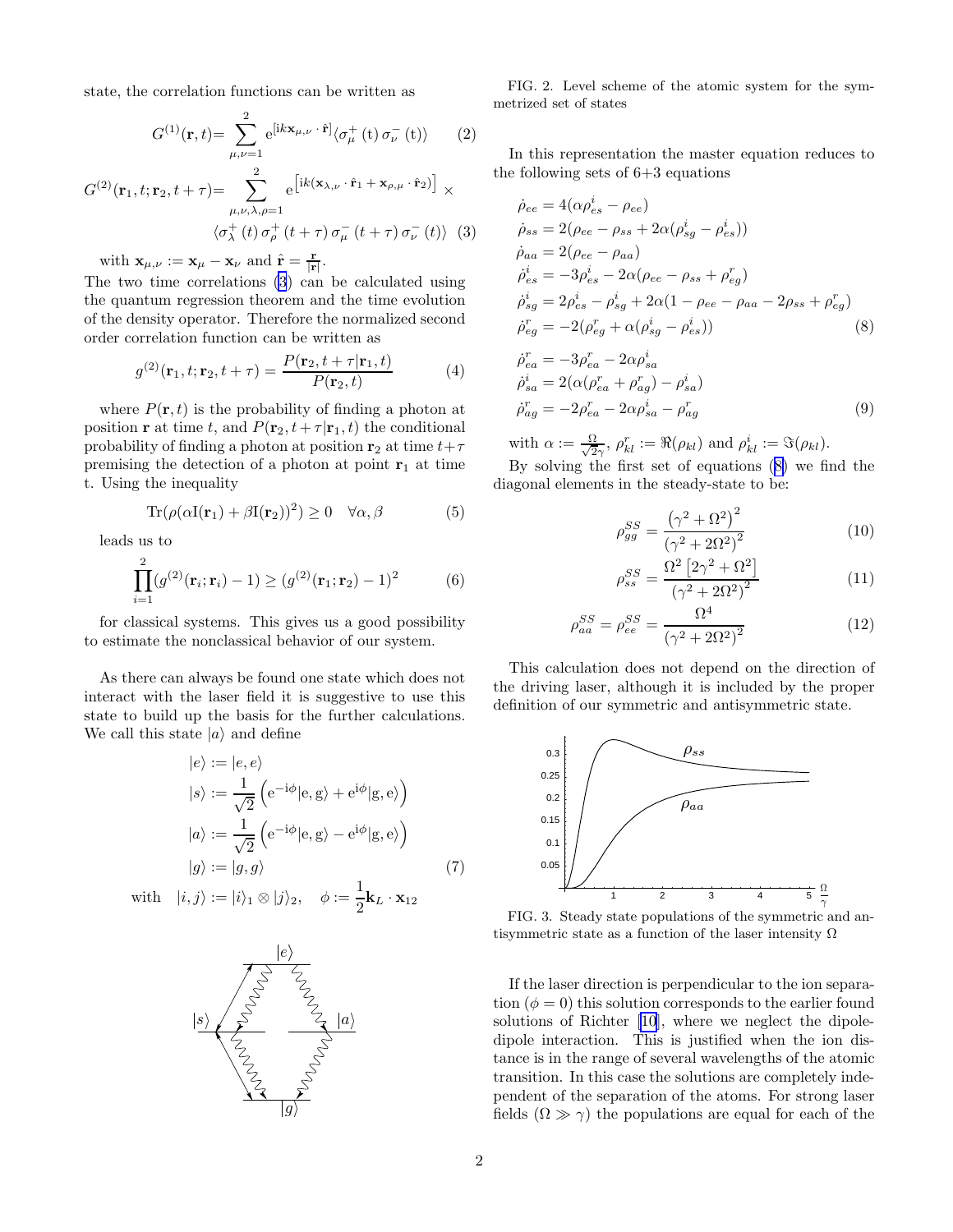state, the correlation functions can be written as

$$G^{(1)}(\mathbf{r},t) = \sum_{\mu,\nu=1}^{2} \mathrm{e}^{[\mathrm{i}k\mathbf{x}_{\mu,\nu}\cdot\hat{\mathbf{r}}]} \langle \sigma_\mu^+(t)\,\sigma_\nu^-(t)\rangle \quad (2)$$

$$G^{(2)}(\mathbf{r}_1,t;\mathbf{r}_2,t+\tau) = \sum_{\mu,\nu,\lambda,\rho=1}^{2} \mathrm{e}^{\left[\mathrm{i}k(\mathbf{x}_{\lambda,\nu}\cdot\hat{\mathbf{r}}_1 + \mathbf{x}_{\rho,\mu}\cdot\hat{\mathbf{r}}_2)\right]} \times \langle \sigma_\lambda^+(t)\,\sigma_\rho^+(t+\tau)\,\sigma_\mu^-(t+\tau)\,\sigma_\nu^-(t)\rangle \quad (3)$$

with $\mathbf{x}_{\mu,\nu} := \mathbf{x}_\mu - \mathbf{x}_\nu$ and $\hat{\mathbf{r}} = \frac{\mathbf{r}}{|\mathbf{r}|}$.
The two time correlations (3) can be calculated using the quantum regression theorem and the time evolution of the density operator. Therefore the normalized second order correlation function can be written as

$$g^{(2)}(\mathbf{r}_1,t;\mathbf{r}_2,t+\tau) = \frac{P(\mathbf{r}_2,t+\tau|\mathbf{r}_1,t)}{P(\mathbf{r}_2,t)} \quad (4)$$

where $P(\mathbf{r},t)$ is the probability of finding a photon at position $\mathbf{r}$ at time $t$, and $P(\mathbf{r}_2,t+\tau|\mathbf{r}_1,t)$ the conditional probability of finding a photon at position $\mathbf{r}_2$ at time $t+\tau$ premising the detection of a photon at point $\mathbf{r}_1$ at time t. Using the inequality

$$\mathrm{Tr}(\rho(\alpha \mathrm{I}(\mathbf{r}_1) + \beta \mathrm{I}(\mathbf{r}_2))^2) \geq 0 \quad \forall \alpha,\beta \quad (5)$$

leads us to

$$\prod_{i=1}^{2} (g^{(2)}(\mathbf{r}_i;\mathbf{r}_i) - 1) \geq (g^{(2)}(\mathbf{r}_1;\mathbf{r}_2) - 1)^2 \quad (6)$$

for classical systems. This gives us a good possibility to estimate the nonclassical behavior of our system.

As there can always be found one state which does not interact with the laser field it is suggestive to use this state to build up the basis for the further calculations. We call this state $|a\rangle$ and define

$$\begin{aligned}
|e\rangle &:= |e,e\rangle \\
|s\rangle &:= \frac{1}{\sqrt{2}}\left(\mathrm{e}^{-\mathrm{i}\phi}|\mathrm{e,g}\rangle + \mathrm{e}^{\mathrm{i}\phi}|\mathrm{g,e}\rangle\right) \\
|a\rangle &:= \frac{1}{\sqrt{2}}\left(\mathrm{e}^{-\mathrm{i}\phi}|\mathrm{e,g}\rangle - \mathrm{e}^{\mathrm{i}\phi}|\mathrm{g,e}\rangle\right) \\
|g\rangle &:= |g,g\rangle
\end{aligned} \quad (7)$$

with $\quad |i,j\rangle := |i\rangle_1 \otimes |j\rangle_2, \quad \phi := \frac{1}{2}\mathbf{k}_L \cdot \mathbf{x}_{12}$

FIG. 2. Level scheme of the atomic system for the symmetrized set of states

In this representation the master equation reduces to the following sets of 6+3 equations

$$\begin{aligned}
\dot{\rho}_{ee} &= 4(\alpha\rho^i_{es} - \rho_{ee}) \\
\dot{\rho}_{ss} &= 2(\rho_{ee} - \rho_{ss} + 2\alpha(\rho^i_{sg} - \rho^i_{es})) \\
\dot{\rho}_{aa} &= 2(\rho_{ee} - \rho_{aa}) \\
\dot{\rho}^i_{es} &= -3\rho^i_{es} - 2\alpha(\rho_{ee} - \rho_{ss} + \rho^r_{eg}) \\
\dot{\rho}^i_{sg} &= 2\rho^i_{es} - \rho^i_{sg} + 2\alpha(1 - \rho_{ee} - \rho_{aa} - 2\rho_{ss} + \rho^r_{eg}) \\
\dot{\rho}^r_{eg} &= -2(\rho^r_{eg} + \alpha(\rho^i_{sg} - \rho^i_{es}))
\end{aligned} \quad (8)$$

$$\begin{aligned}
\dot{\rho}^r_{ea} &= -3\rho^r_{ea} - 2\alpha\rho^i_{sa} \\
\dot{\rho}^i_{sa} &= 2(\alpha(\rho^r_{ea} + \rho^r_{ag}) - \rho^i_{sa}) \\
\dot{\rho}^r_{ag} &= -2\rho^r_{ea} - 2\alpha\rho^i_{sa} - \rho^r_{ag}
\end{aligned} \quad (9)$$

with $\alpha := \frac{\Omega}{\sqrt{2}\gamma}$, $\rho^r_{kl} := \Re(\rho_{kl})$ and $\rho^i_{kl} := \Im(\rho_{kl})$.
By solving the first set of equations (8) we find the diagonal elements in the steady-state to be:

$$\rho^{SS}_{gg} = \frac{\left(\gamma^2 + \Omega^2\right)^2}{\left(\gamma^2 + 2\Omega^2\right)^2} \quad (10)$$

$$\rho^{SS}_{ss} = \frac{\Omega^2\left[2\gamma^2 + \Omega^2\right]}{\left(\gamma^2 + 2\Omega^2\right)^2} \quad (11)$$

$$\rho^{SS}_{aa} = \rho^{SS}_{ee} = \frac{\Omega^4}{\left(\gamma^2 + 2\Omega^2\right)^2} \quad (12)$$

This calculation does not depend on the direction of the driving laser, although it is included by the proper definition of our symmetric and antisymmetric state.

FIG. 3. Steady state populations of the symmetric and antisymmetric state as a function of the laser intensity $\Omega$

If the laser direction is perpendicular to the ion separation ($\phi = 0$) this solution corresponds to the earlier found solutions of Richter [10], where we neglect the dipole-dipole interaction. This is justified when the ion distance is in the range of several wavelengths of the atomic transition. In this case the solutions are completely independent of the separation of the atoms. For strong laser fields ($\Omega \gg \gamma$) the populations are equal for each of the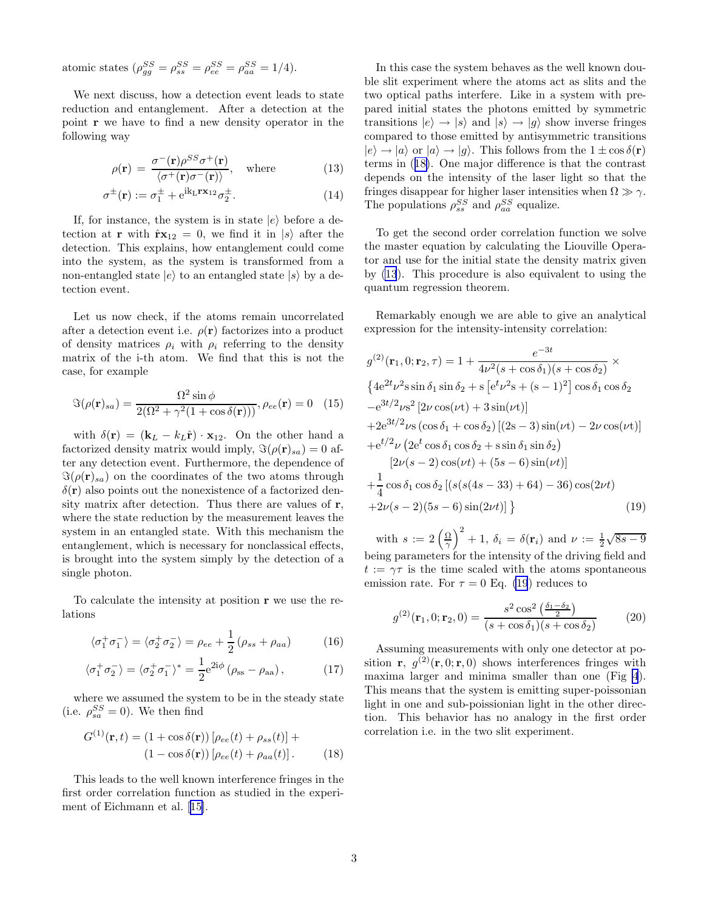atomic states ($\rho_{gg}^{SS} = \rho_{ss}^{SS} = \rho_{ee}^{SS} = \rho_{aa}^{SS} = 1/4$).

We next discuss, how a detection event leads to state reduction and entanglement. After a detection at the point $\mathbf{r}$ we have to find a new density operator in the following way

$$\rho(\mathbf{r}) = \frac{\sigma^-(\mathbf{r})\rho^{SS}\sigma^+(\mathbf{r})}{\langle\sigma^+(\mathbf{r})\sigma^-(\mathbf{r})\rangle}, \quad \text{where} \tag{13}$$

$$\sigma^\pm(\mathbf{r}) := \sigma_1^\pm + \mathrm{e}^{\mathrm{i}k_L \mathbf{r} \mathbf{x}_{12}}\sigma_2^\pm. \tag{14}$$

If, for instance, the system is in state $|e\rangle$ before a detection at $\mathbf{r}$ with $\hat{\mathbf{r}}\mathbf{x}_{12} = 0$, we find it in $|s\rangle$ after the detection. This explains, how entanglement could come into the system, as the system is transformed from a non-entangled state $|e\rangle$ to an entangled state $|s\rangle$ by a detection event.

Let us now check, if the atoms remain uncorrelated after a detection event i.e. $\rho(\mathbf{r})$ factorizes into a product of density matrices $\rho_i$ with $\rho_i$ referring to the density matrix of the i-th atom. We find that this is not the case, for example

$$\Im(\rho(\mathbf{r})_{sa}) = \frac{\Omega^2 \sin\phi}{2(\Omega^2 + \gamma^2(1+\cos\delta(\mathbf{r})))}, \rho_{ee}(\mathbf{r}) = 0 \tag{15}$$

with $\delta(\mathbf{r}) = (\mathbf{k}_L - k_L\hat{\mathbf{r}})\cdot\mathbf{x}_{12}$. On the other hand a factorized density matrix would imply, $\Im(\rho(\mathbf{r})_{sa}) = 0$ after any detection event. Furthermore, the dependence of $\Im(\rho(\mathbf{r})_{sa})$ on the coordinates of the two atoms through $\delta(\mathbf{r})$ also points out the nonexistence of a factorized density matrix after detection. Thus there are values of $\mathbf{r}$, where the state reduction by the measurement leaves the system in an entangled state. With this mechanism the entanglement, which is necessary for nonclassical effects, is brought into the system simply by the detection of a single photon.

To calculate the intensity at position $\mathbf{r}$ we use the relations

$$\langle\sigma_1^+\sigma_1^-\rangle = \langle\sigma_2^+\sigma_2^-\rangle = \rho_{ee} + \frac{1}{2}\left(\rho_{ss} + \rho_{aa}\right) \tag{16}$$

$$\langle\sigma_1^+\sigma_2^-\rangle = \langle\sigma_2^+\sigma_1^-\rangle^* = \frac{1}{2}\mathrm{e}^{2\mathrm{i}\phi}\left(\rho_{\mathrm{ss}} - \rho_{\mathrm{aa}}\right), \tag{17}$$

where we assumed the system to be in the steady state (i.e. $\rho_{sa}^{SS} = 0$). We then find

$$G^{(1)}(\mathbf{r},t) = (1+\cos\delta(\mathbf{r}))\left[\rho_{ee}(t) + \rho_{ss}(t)\right] + (1-\cos\delta(\mathbf{r}))\left[\rho_{ee}(t) + \rho_{aa}(t)\right]. \tag{18}$$

This leads to the well known interference fringes in the first order correlation function as studied in the experiment of Eichmann et al. [15].

In this case the system behaves as the well known double slit experiment where the atoms act as slits and the two optical paths interfere. Like in a system with prepared initial states the photons emitted by symmetric transitions $|e\rangle \to |s\rangle$ and $|s\rangle \to |g\rangle$ show inverse fringes compared to those emitted by antisymmetric transitions $|e\rangle \to |a\rangle$ or $|a\rangle \to |g\rangle$. This follows from the $1 \pm \cos\delta(\mathbf{r})$ terms in (18). One major difference is that the contrast depends on the intensity of the laser light so that the fringes disappear for higher laser intensities when $\Omega \gg \gamma$. The populations $\rho_{ss}^{SS}$ and $\rho_{aa}^{SS}$ equalize.

To get the second order correlation function we solve the master equation by calculating the Liouville Operator and use for the initial state the density matrix given by (13). This procedure is also equivalent to using the quantum regression theorem.

Remarkably enough we are able to give an analytical expression for the intensity-intensity correlation:

$$\begin{aligned}
g^{(2)}(\mathbf{r}_1,0;\mathbf{r}_2,\tau) &= 1 + \frac{e^{-3t}}{4\nu^2(s+\cos\delta_1)(s+\cos\delta_2)} \times \\
&\Big\{4\mathrm{e}^{2t}\nu^2 \mathrm{s}\sin\delta_1\sin\delta_2 + \mathrm{s}\left[\mathrm{e}^t\nu^2\mathrm{s} + (\mathrm{s}-1)^2\right]\cos\delta_1\cos\delta_2 \\
&-\mathrm{e}^{3t/2}\nu\mathrm{s}^2\left[2\nu\cos(\nu\mathrm{t}) + 3\sin(\nu\mathrm{t})\right] \\
&+2\mathrm{e}^{3t/2}\nu\mathrm{s}\left(\cos\delta_1 + \cos\delta_2\right)\left[(2\mathrm{s}-3)\sin(\nu\mathrm{t}) - 2\nu\cos(\nu\mathrm{t})\right] \\
&+\mathrm{e}^{t/2}\nu\left(2\mathrm{e}^t\cos\delta_1\cos\delta_2 + \mathrm{s}\sin\delta_1\sin\delta_2\right) \\
&\quad\left[2\nu(s-2)\cos(\nu t) + (5s-6)\sin(\nu t)\right] \\
&+\frac{1}{4}\cos\delta_1\cos\delta_2\left[(s(s(4s-33)+64)-36)\cos(2\nu t)\right. \\
&\left.+2\nu(s-2)(5s-6)\sin(2\nu t)\right]\Big\}
\end{aligned} \tag{19}$$

with $s := 2\left(\frac{\Omega}{\gamma}\right)^2 + 1$, $\delta_i = \delta(\mathbf{r}_i)$ and $\nu := \frac{1}{2}\sqrt{8s-9}$ being parameters for the intensity of the driving field and $t := \gamma\tau$ is the time scaled with the atoms spontaneous emission rate. For $\tau = 0$ Eq. (19) reduces to

$$g^{(2)}(\mathbf{r}_1,0;\mathbf{r}_2,0) = \frac{s^2\cos^2\left(\frac{\delta_1-\delta_2}{2}\right)}{(s+\cos\delta_1)(s+\cos\delta_2)} \tag{20}$$

Assuming measurements with only one detector at position $\mathbf{r}$, $g^{(2)}(\mathbf{r},0;\mathbf{r},0)$ shows interferences fringes with maxima larger and minima smaller than one (Fig 4). This means that the system is emitting super-poissonian light in one and sub-poissionian light in the other direction. This behavior has no analogy in the first order correlation i.e. in the two slit experiment.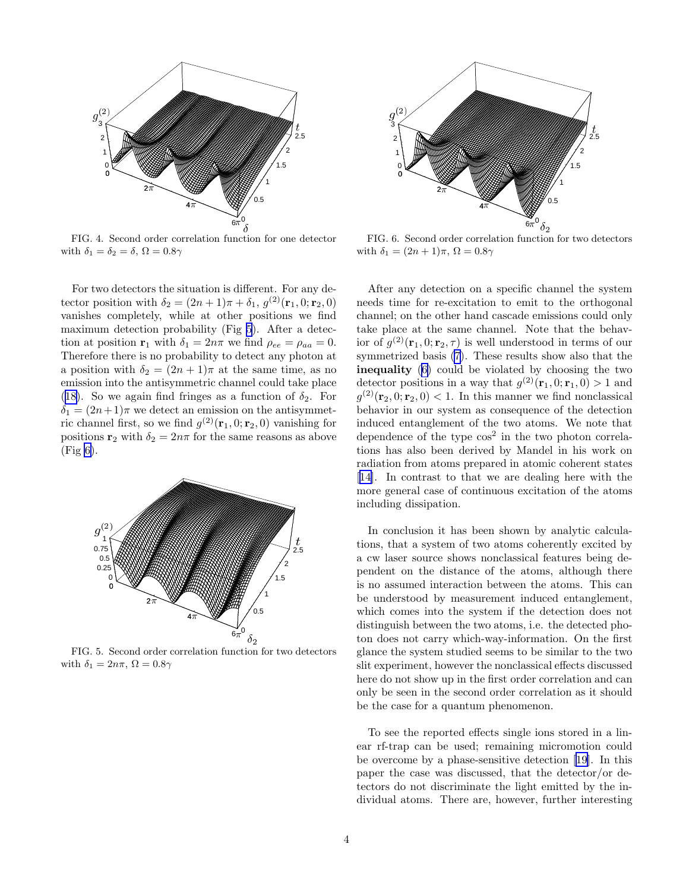FIG. 4. Second order correlation function for one detector with $\delta_1 = \delta_2 = \delta$, $\Omega = 0.8\gamma$

For two detectors the situation is different. For any detector position with $\delta_2 = (2n+1)\pi + \delta_1$, $g^{(2)}(\mathbf{r}_1, 0; \mathbf{r}_2, 0)$ vanishes completely, while at other positions we find maximum detection probability (Fig 5). After a detection at position $\mathbf{r}_1$ with $\delta_1 = 2n\pi$ we find $\rho_{ee} = \rho_{aa} = 0$. Therefore there is no probability to detect any photon at a position with $\delta_2 = (2n+1)\pi$ at the same time, as no emission into the antisymmetric channel could take place (18). So we again find fringes as a function of $\delta_2$. For $\delta_1 = (2n+1)\pi$ we detect an emission on the antisymmetric channel first, so we find $g^{(2)}(\mathbf{r}_1, 0; \mathbf{r}_2, 0)$ vanishing for positions $\mathbf{r}_2$ with $\delta_2 = 2n\pi$ for the same reasons as above (Fig 6).

FIG. 5. Second order correlation function for two detectors with $\delta_1 = 2n\pi$, $\Omega = 0.8\gamma$

FIG. 6. Second order correlation function for two detectors with $\delta_1 = (2n+1)\pi$, $\Omega = 0.8\gamma$

After any detection on a specific channel the system needs time for re-excitation to emit to the orthogonal channel; on the other hand cascade emissions could only take place at the same channel. Note that the behavior of $g^{(2)}(\mathbf{r}_1, 0; \mathbf{r}_2, \tau)$ is well understood in terms of our symmetrized basis (7). These results show also that the **inequality** (6) could be violated by choosing the two detector positions in a way that $g^{(2)}(\mathbf{r}_1, 0; \mathbf{r}_1, 0) > 1$ and $g^{(2)}(\mathbf{r}_2, 0; \mathbf{r}_2, 0) < 1$. In this manner we find nonclassical behavior in our system as consequence of the detection induced entanglement of the two atoms. We note that dependence of the type $\cos^2$ in the two photon correlations has also been derived by Mandel in his work on radiation from atoms prepared in atomic coherent states [14]. In contrast to that we are dealing here with the more general case of continuous excitation of the atoms including dissipation.

In conclusion it has been shown by analytic calculations, that a system of two atoms coherently excited by a cw laser source shows nonclassical features being dependent on the distance of the atoms, although there is no assumed interaction between the atoms. This can be understood by measurement induced entanglement, which comes into the system if the detection does not distinguish between the two atoms, i.e. the detected photon does not carry which-way-information. On the first glance the system studied seems to be similar to the two slit experiment, however the nonclassical effects discussed here do not show up in the first order correlation and can only be seen in the second order correlation as it should be the case for a quantum phenomenon.

To see the reported effects single ions stored in a linear rf-trap can be used; remaining micromotion could be overcome by a phase-sensitive detection [19]. In this paper the case was discussed, that the detector/or detectors do not discriminate the light emitted by the individual atoms. There are, however, further interesting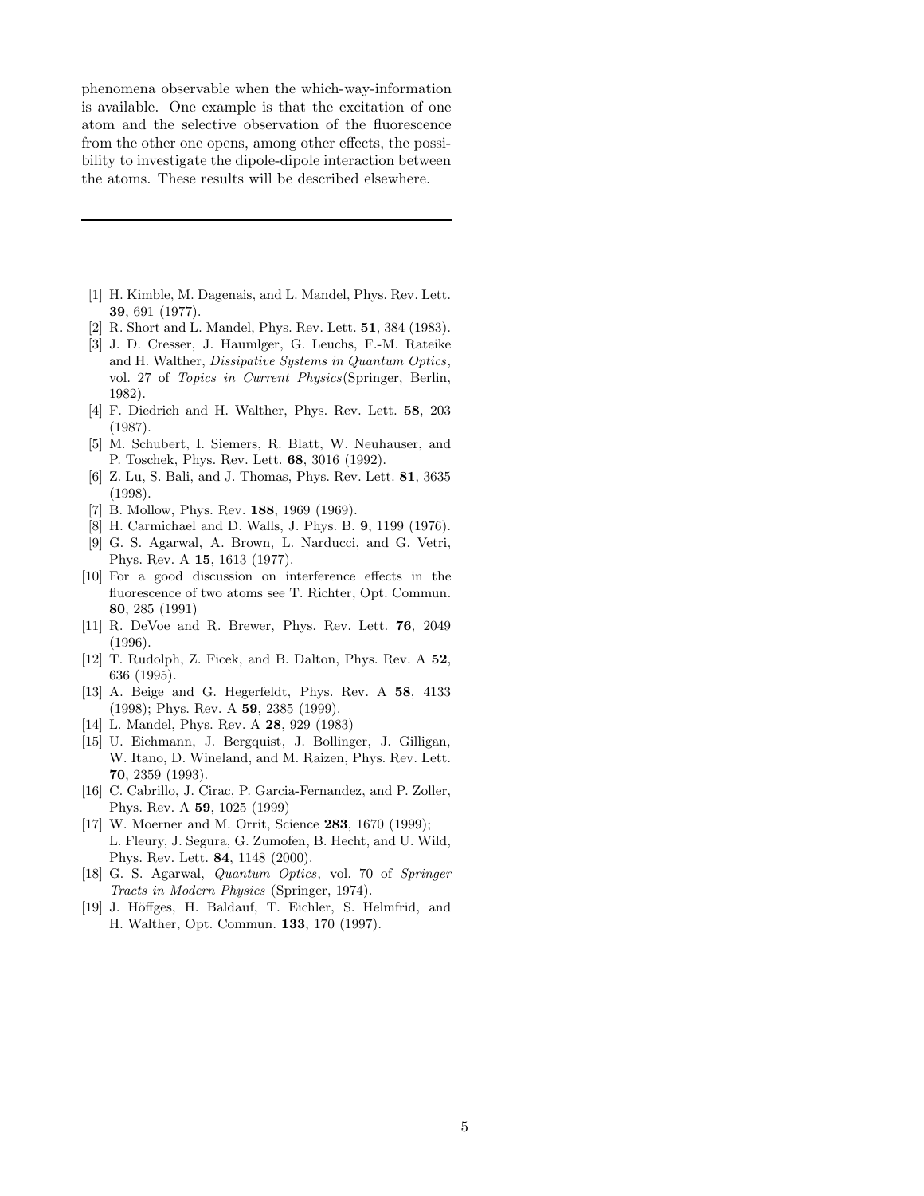phenomena observable when the which-way-information is available. One example is that the excitation of one atom and the selective observation of the fluorescence from the other one opens, among other effects, the possibility to investigate the dipole-dipole interaction between the atoms. These results will be described elsewhere.

---

[1] H. Kimble, M. Dagenais, and L. Mandel, Phys. Rev. Lett. **39**, 691 (1977).

[2] R. Short and L. Mandel, Phys. Rev. Lett. **51**, 384 (1983).

[3] J. D. Cresser, J. Haumlger, G. Leuchs, F.-M. Rateike and H. Walther, *Dissipative Systems in Quantum Optics*, vol. 27 of *Topics in Current Physics*(Springer, Berlin, 1982).

[4] F. Diedrich and H. Walther, Phys. Rev. Lett. **58**, 203 (1987).

[5] M. Schubert, I. Siemers, R. Blatt, W. Neuhauser, and P. Toschek, Phys. Rev. Lett. **68**, 3016 (1992).

[6] Z. Lu, S. Bali, and J. Thomas, Phys. Rev. Lett. **81**, 3635 (1998).

[7] B. Mollow, Phys. Rev. **188**, 1969 (1969).

[8] H. Carmichael and D. Walls, J. Phys. B. **9**, 1199 (1976).

[9] G. S. Agarwal, A. Brown, L. Narducci, and G. Vetri, Phys. Rev. A **15**, 1613 (1977).

[10] For a good discussion on interference effects in the fluorescence of two atoms see T. Richter, Opt. Commun. **80**, 285 (1991)

[11] R. DeVoe and R. Brewer, Phys. Rev. Lett. **76**, 2049 (1996).

[12] T. Rudolph, Z. Ficek, and B. Dalton, Phys. Rev. A **52**, 636 (1995).

[13] A. Beige and G. Hegerfeldt, Phys. Rev. A **58**, 4133 (1998); Phys. Rev. A **59**, 2385 (1999).

[14] L. Mandel, Phys. Rev. A **28**, 929 (1983)

[15] U. Eichmann, J. Bergquist, J. Bollinger, J. Gilligan, W. Itano, D. Wineland, and M. Raizen, Phys. Rev. Lett. **70**, 2359 (1993).

[16] C. Cabrillo, J. Cirac, P. Garcia-Fernandez, and P. Zoller, Phys. Rev. A **59**, 1025 (1999)

[17] W. Moerner and M. Orrit, Science **283**, 1670 (1999); L. Fleury, J. Segura, G. Zumofen, B. Hecht, and U. Wild, Phys. Rev. Lett. **84**, 1148 (2000).

[18] G. S. Agarwal, *Quantum Optics*, vol. 70 of *Springer Tracts in Modern Physics* (Springer, 1974).

[19] J. Höffges, H. Baldauf, T. Eichler, S. Helmfrid, and H. Walther, Opt. Commun. **133**, 170 (1997).